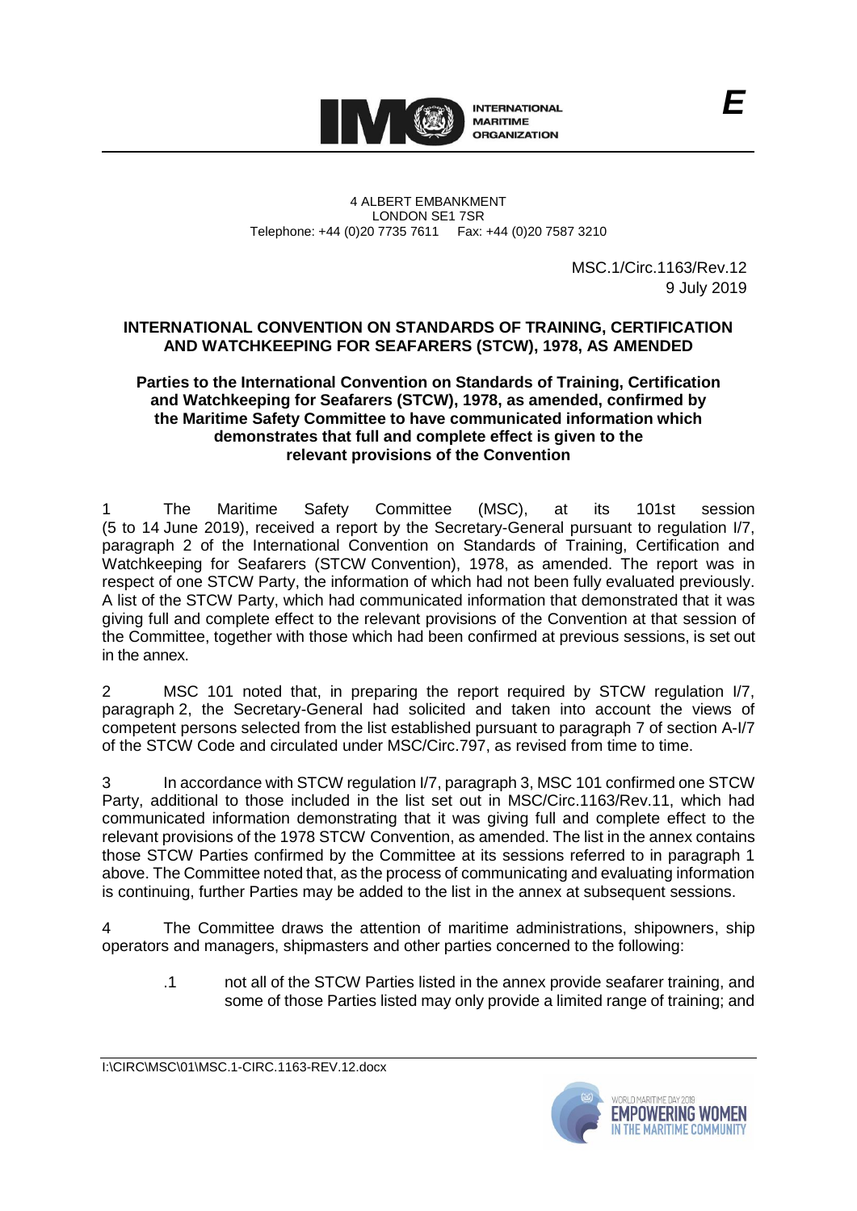**E**

INTERNATIONAL MARITIME ORGANIZATION

4 ALBERT EMBANKMENT
LONDON SE1 7SR
Telephone: +44 (0)20 7735 7611 Fax: +44 (0)20 7587 3210

MSC.1/Circ.1163/Rev.12
9 July 2019

# INTERNATIONAL CONVENTION ON STANDARDS OF TRAINING, CERTIFICATION AND WATCHKEEPING FOR SEAFARERS (STCW), 1978, AS AMENDED

## Parties to the International Convention on Standards of Training, Certification and Watchkeeping for Seafarers (STCW), 1978, as amended, confirmed by the Maritime Safety Committee to have communicated information which demonstrates that full and complete effect is given to the relevant provisions of the Convention

1 The Maritime Safety Committee (MSC), at its 101st session (5 to 14 June 2019), received a report by the Secretary-General pursuant to regulation I/7, paragraph 2 of the International Convention on Standards of Training, Certification and Watchkeeping for Seafarers (STCW Convention), 1978, as amended. The report was in respect of one STCW Party, the information of which had not been fully evaluated previously. A list of the STCW Party, which had communicated information that demonstrated that it was giving full and complete effect to the relevant provisions of the Convention at that session of the Committee, together with those which had been confirmed at previous sessions, is set out in the annex.

2 MSC 101 noted that, in preparing the report required by STCW regulation I/7, paragraph 2, the Secretary-General had solicited and taken into account the views of competent persons selected from the list established pursuant to paragraph 7 of section A-I/7 of the STCW Code and circulated under MSC/Circ.797, as revised from time to time.

3 In accordance with STCW regulation I/7, paragraph 3, MSC 101 confirmed one STCW Party, additional to those included in the list set out in MSC/Circ.1163/Rev.11, which had communicated information demonstrating that it was giving full and complete effect to the relevant provisions of the 1978 STCW Convention, as amended. The list in the annex contains those STCW Parties confirmed by the Committee at its sessions referred to in paragraph 1 above. The Committee noted that, as the process of communicating and evaluating information is continuing, further Parties may be added to the list in the annex at subsequent sessions.

4 The Committee draws the attention of maritime administrations, shipowners, ship operators and managers, shipmasters and other parties concerned to the following:

.1 not all of the STCW Parties listed in the annex provide seafarer training, and some of those Parties listed may only provide a limited range of training; and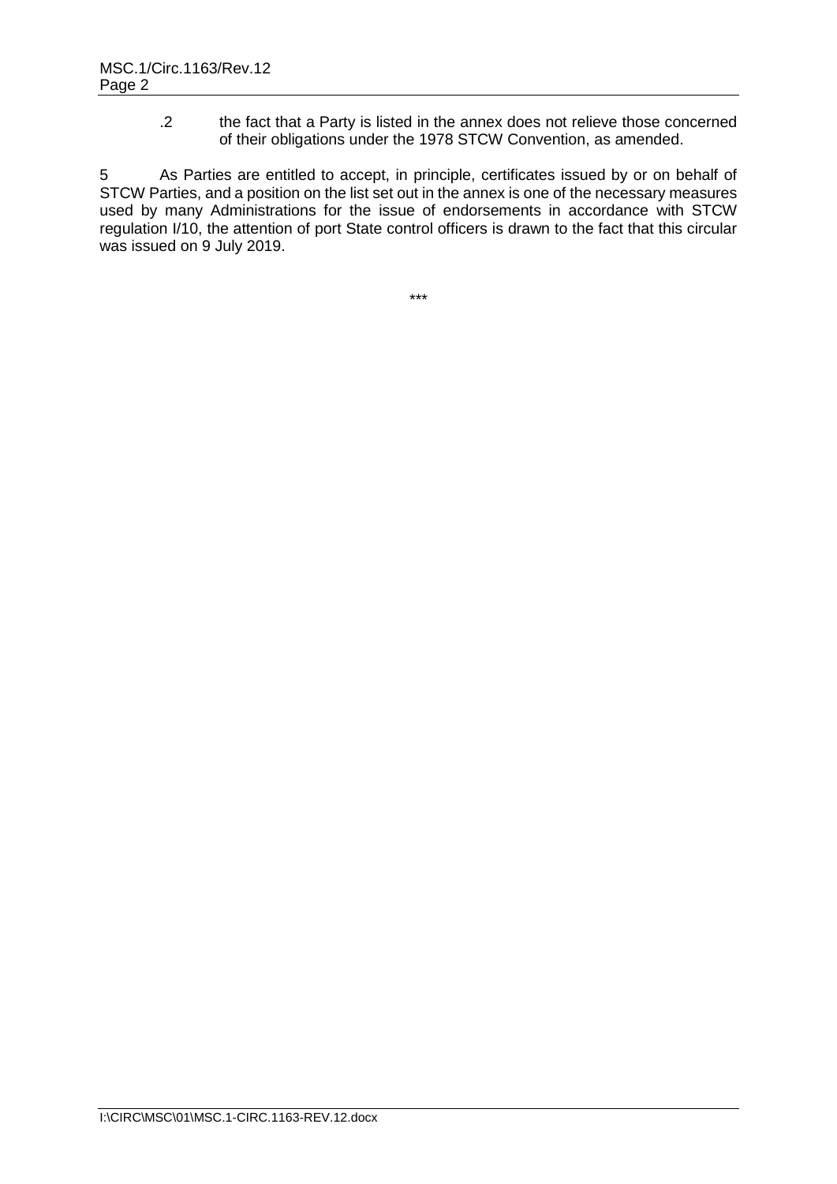.2 the fact that a Party is listed in the annex does not relieve those concerned of their obligations under the 1978 STCW Convention, as amended.

5 As Parties are entitled to accept, in principle, certificates issued by or on behalf of STCW Parties, and a position on the list set out in the annex is one of the necessary measures used by many Administrations for the issue of endorsements in accordance with STCW regulation I/10, the attention of port State control officers is drawn to the fact that this circular was issued on 9 July 2019.

***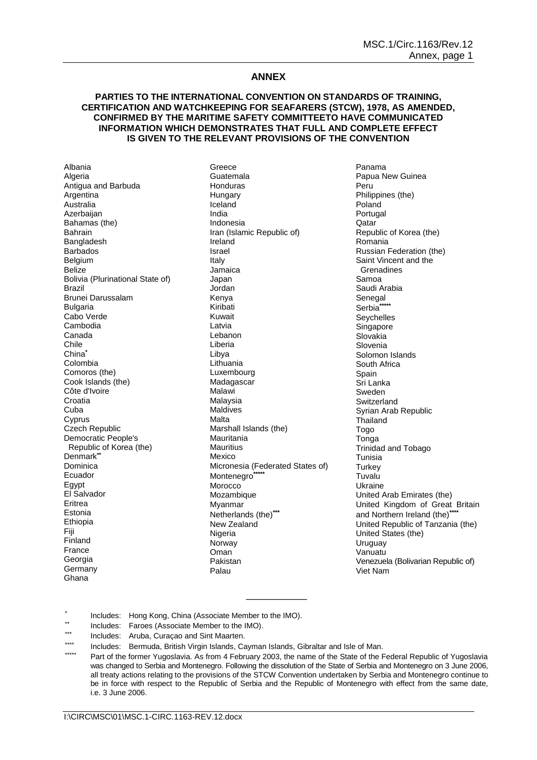# ANNEX

## PARTIES TO THE INTERNATIONAL CONVENTION ON STANDARDS OF TRAINING, CERTIFICATION AND WATCHKEEPING FOR SEAFARERS (STCW), 1978, AS AMENDED, CONFIRMED BY THE MARITIME SAFETY COMMITTEETO HAVE COMMUNICATED INFORMATION WHICH DEMONSTRATES THAT FULL AND COMPLETE EFFECT IS GIVEN TO THE RELEVANT PROVISIONS OF THE CONVENTION

Albania
Algeria
Antigua and Barbuda
Argentina
Australia
Azerbaijan
Bahamas (the)
Bahrain
Bangladesh
Barbados
Belgium
Belize
Bolivia (Plurinational State of)
Brazil
Brunei Darussalam
Bulgaria
Cabo Verde
Cambodia
Canada
Chile
China*
Colombia
Comoros (the)
Cook Islands (the)
Côte d'Ivoire
Croatia
Cuba
Cyprus
Czech Republic
Democratic People's Republic of Korea (the)
Denmark**
Dominica
Ecuador
Egypt
El Salvador
Eritrea
Estonia
Ethiopia
Fiji
Finland
France
Georgia
Germany
Ghana
Greece
Guatemala
Honduras
Hungary
Iceland
India
Indonesia
Iran (Islamic Republic of)
Ireland
Israel
Italy
Jamaica
Japan
Jordan
Kenya
Kiribati
Kuwait
Latvia
Lebanon
Liberia
Libya
Lithuania
Luxembourg
Madagascar
Malawi
Malaysia
Maldives
Malta
Marshall Islands (the)
Mauritania
Mauritius
Mexico
Micronesia (Federated States of)
Montenegro*****
Morocco
Mozambique
Myanmar
Netherlands (the)***
New Zealand
Nigeria
Norway
Oman
Pakistan
Palau
Panama
Papua New Guinea
Peru
Philippines (the)
Poland
Portugal
Qatar
Republic of Korea (the)
Romania
Russian Federation (the)
Saint Vincent and the Grenadines
Samoa
Saudi Arabia
Senegal
Serbia*****
Seychelles
Singapore
Slovakia
Slovenia
Solomon Islands
South Africa
Spain
Sri Lanka
Sweden
Switzerland
Syrian Arab Republic
Thailand
Togo
Tonga
Trinidad and Tobago
Tunisia
Turkey
Tuvalu
Ukraine
United Arab Emirates (the)
United Kingdom of Great Britain and Northern Ireland (the)****
United Republic of Tanzania (the)
United States (the)
Uruguay
Vanuatu
Venezuela (Bolivarian Republic of)
Viet Nam

___________

\* Includes: Hong Kong, China (Associate Member to the IMO).

\** Includes: Faroes (Associate Member to the IMO).

\*** Includes: Aruba, Curaçao and Sint Maarten.

\**** Includes: Bermuda, British Virgin Islands, Cayman Islands, Gibraltar and Isle of Man.

\***** Part of the former Yugoslavia. As from 4 February 2003, the name of the State of the Federal Republic of Yugoslavia was changed to Serbia and Montenegro. Following the dissolution of the State of Serbia and Montenegro on 3 June 2006, all treaty actions relating to the provisions of the STCW Convention undertaken by Serbia and Montenegro continue to be in force with respect to the Republic of Serbia and the Republic of Montenegro with effect from the same date, i.e. 3 June 2006.